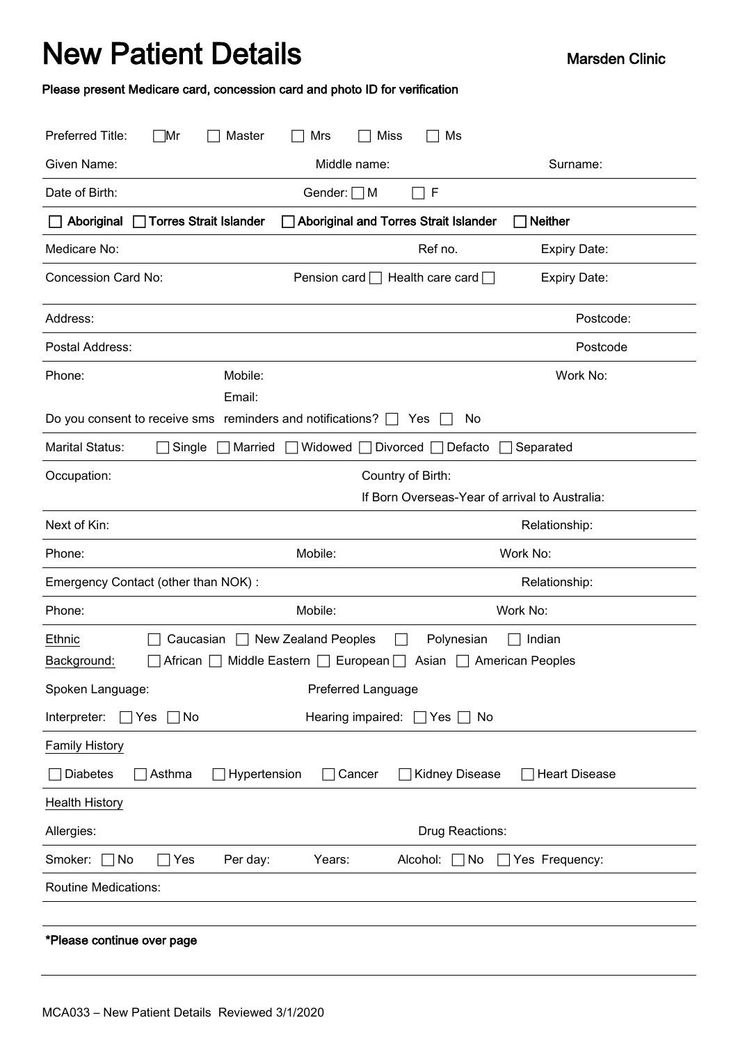# New Patient Details

**Marsden Clinic**

**Please present Medicare card, concession card and photo ID for verification**

Preferred Title: ☐ Mr ☐ Master ☐ Mrs ☐ Miss ☐ Ms

Given Name: Middle name: Surname:

Date of Birth: Gender: ☐ M ☐ F

☐ **Aboriginal** ☐ **Torres Strait Islander** ☐ **Aboriginal and Torres Strait Islander** ☐ **Neither**

Medicare No: Ref no. Expiry Date:

Concession Card No: Pension card ☐ Health care card ☐ Expiry Date:

Address: Postcode:

Postal Address: Postcode

Phone: Mobile: Work No:

Email:

Do you consent to receive sms reminders and notifications? ☐ Yes ☐ No

Marital Status: ☐ Single ☐ Married ☐ Widowed ☐ Divorced ☐ Defacto ☐ Separated

Occupation: Country of Birth:

If Born Overseas-Year of arrival to Australia:

Next of Kin: Relationship:

Phone: Mobile: Work No:

Emergency Contact (other than NOK) : Relationship:

Phone: Mobile: Work No:

Ethnic Background: ☐ Caucasian ☐ New Zealand Peoples ☐ Polynesian ☐ Indian ☐ African ☐ Middle Eastern ☐ European ☐ Asian ☐ American Peoples

Spoken Language: Preferred Language

Interpreter: ☐ Yes ☐ No Hearing impaired: ☐ Yes ☐ No

Family History

☐ Diabetes ☐ Asthma ☐ Hypertension ☐ Cancer ☐ Kidney Disease ☐ Heart Disease

Health History

Allergies: Drug Reactions:

Smoker: ☐ No ☐ Yes Per day: Years: Alcohol: ☐ No ☐ Yes Frequency:

Routine Medications:

**\*Please continue over page**

MCA033 – New Patient Details Reviewed 3/1/2020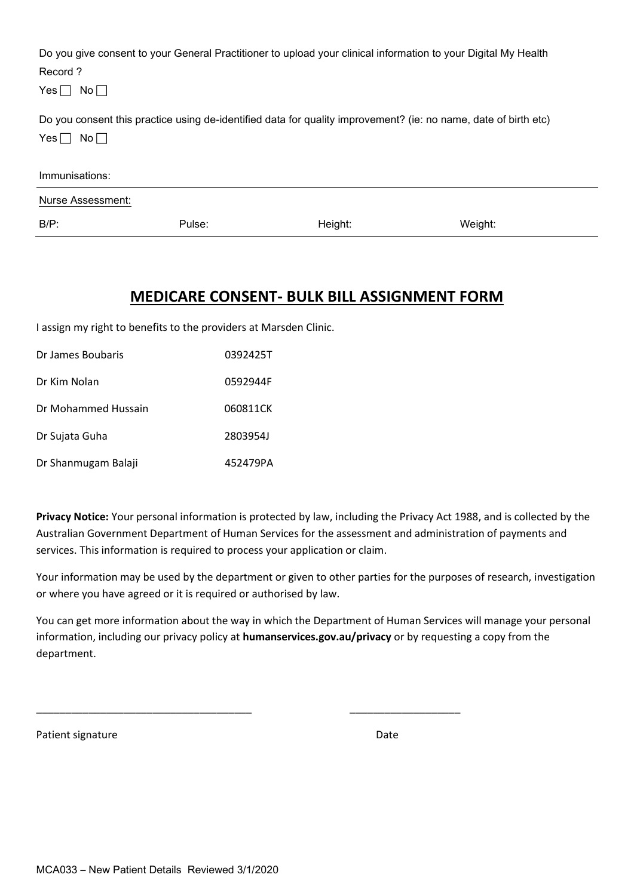Do you give consent to your General Practitioner to upload your clinical information to your Digital My Health Record ?

Yes ☐ No ☐

Do you consent this practice using de-identified data for quality improvement? (ie: no name, date of birth etc)

Yes ☐ No ☐

Immunisations:

Nurse Assessment:

| | | | |
|---|---|---|---|
| B/P: | Pulse: | Height: | Weight: |

## MEDICARE CONSENT- BULK BILL ASSIGNMENT FORM

I assign my right to benefits to the providers at Marsden Clinic.

| | |
|---|---|
| Dr James Boubaris | 0392425T |
| Dr Kim Nolan | 0592944F |
| Dr Mohammed Hussain | 060811CK |
| Dr Sujata Guha | 2803954J |
| Dr Shanmugam Balaji | 452479PA |

**Privacy Notice:** Your personal information is protected by law, including the Privacy Act 1988, and is collected by the Australian Government Department of Human Services for the assessment and administration of payments and services. This information is required to process your application or claim.

Your information may be used by the department or given to other parties for the purposes of research, investigation or where you have agreed or it is required or authorised by law.

You can get more information about the way in which the Department of Human Services will manage your personal information, including our privacy policy at **humanservices.gov.au/privacy** or by requesting a copy from the department.

_____________________________________ ___________________

Patient signature Date

MCA033 – New Patient Details Reviewed 3/1/2020